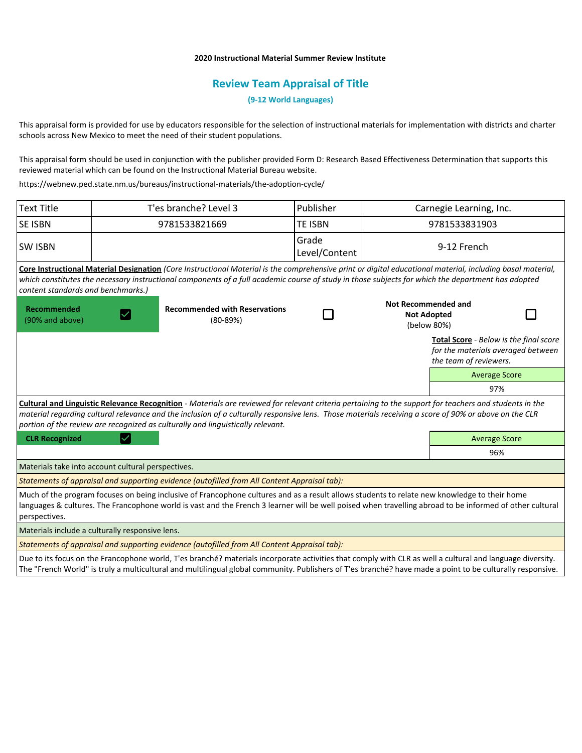**2020 Instructional Material Summer Review Institute**

## Review Team Appraisal of Title

**(9-12 World Languages)**

This appraisal form is provided for use by educators responsible for the selection of instructional materials for implementation with districts and charter schools across New Mexico to meet the need of their student populations.

This appraisal form should be used in conjunction with the publisher provided Form D: Research Based Effectiveness Determination that supports this reviewed material which can be found on the Instructional Material Bureau website.

https://webnew.ped.state.nm.us/bureaus/instructional-materials/the-adoption-cycle/

| Text Title | T'es branche? Level 3 | Publisher | Carnegie Learning, Inc. |
|---|---|---|---|
| SE ISBN | 9781533821669 | TE ISBN | 9781533831903 |
| SW ISBN | | Grade Level/Content | 9-12 French |

**Core Instructional Material Designation** *(Core Instructional Material is the comprehensive print or digital educational material, including basal material, which constitutes the necessary instructional components of a full academic course of study in those subjects for which the department has adopted content standards and benchmarks.)*

| **Recommended** (90% and above) | ☑ | **Recommended with Reservations** (80-89%) | ☐ | **Not Recommended and Not Adopted** (below 80%) | ☐ |
|---|---|---|---|---|---|

**Total Score** - *Below is the final score for the materials averaged between the team of reviewers.*

| Average Score |
|---|
| 97% |

**Cultural and Linguistic Relevance Recognition** - *Materials are reviewed for relevant criteria pertaining to the support for teachers and students in the material regarding cultural relevance and the inclusion of a culturally responsive lens. Those materials receiving a score of 90% or above on the CLR portion of the review are recognized as culturally and linguistically relevant.*

| **CLR Recognized** | ☑ |
|---|---|

| Average Score |
|---|
| 96% |

Materials take into account cultural perspectives.

*Statements of appraisal and supporting evidence (autofilled from All Content Appraisal tab):*

Much of the program focuses on being inclusive of Francophone cultures and as a result allows students to relate new knowledge to their home languages & cultures. The Francophone world is vast and the French 3 learner will be well poised when travelling abroad to be informed of other cultural perspectives.

Materials include a culturally responsive lens.

*Statements of appraisal and supporting evidence (autofilled from All Content Appraisal tab):*

Due to its focus on the Francophone world, T'es branché? materials incorporate activities that comply with CLR as well a cultural and language diversity. The "French World" is truly a multicultural and multilingual global community. Publishers of T'es branché? have made a point to be culturally responsive.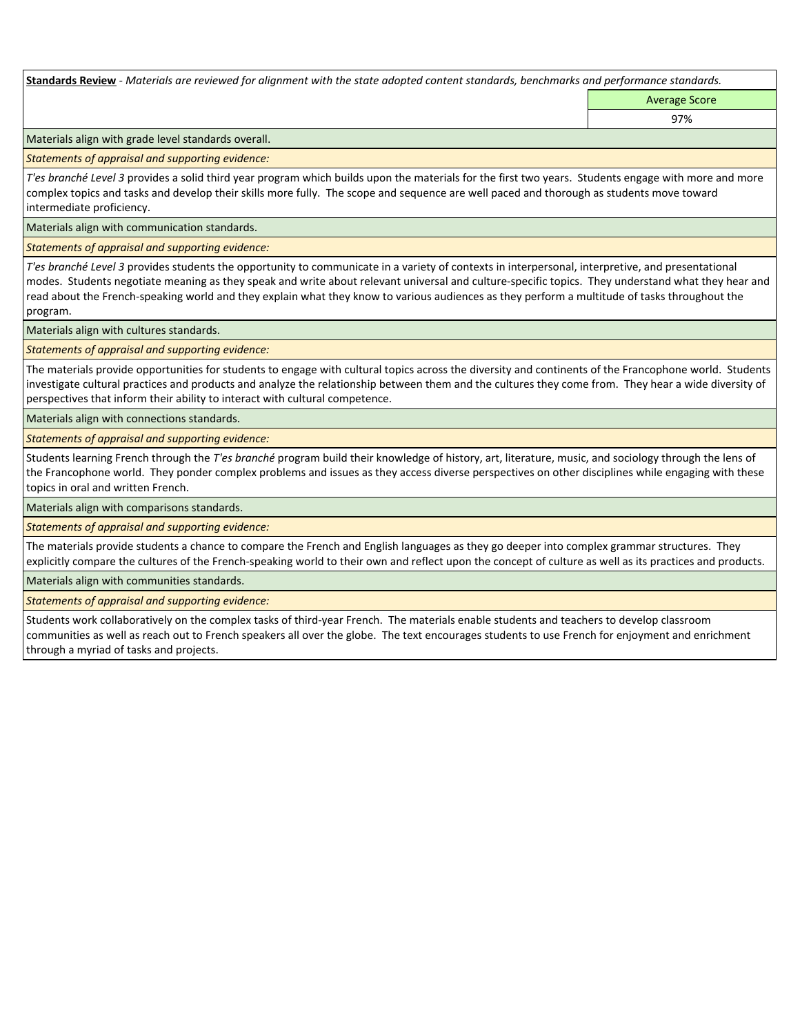**Standards Review** - *Materials are reviewed for alignment with the state adopted content standards, benchmarks and performance standards.*

| | Average Score |
|---|---|
| | 97% |

Materials align with grade level standards overall.

*Statements of appraisal and supporting evidence:*

*T'es branché Level 3* provides a solid third year program which builds upon the materials for the first two years. Students engage with more and more complex topics and tasks and develop their skills more fully. The scope and sequence are well paced and thorough as students move toward intermediate proficiency.

Materials align with communication standards.

*Statements of appraisal and supporting evidence:*

*T'es branché Level 3* provides students the opportunity to communicate in a variety of contexts in interpersonal, interpretive, and presentational modes. Students negotiate meaning as they speak and write about relevant universal and culture-specific topics. They understand what they hear and read about the French-speaking world and they explain what they know to various audiences as they perform a multitude of tasks throughout the program.

Materials align with cultures standards.

*Statements of appraisal and supporting evidence:*

The materials provide opportunities for students to engage with cultural topics across the diversity and continents of the Francophone world. Students investigate cultural practices and products and analyze the relationship between them and the cultures they come from. They hear a wide diversity of perspectives that inform their ability to interact with cultural competence.

Materials align with connections standards.

*Statements of appraisal and supporting evidence:*

Students learning French through the *T'es branché* program build their knowledge of history, art, literature, music, and sociology through the lens of the Francophone world. They ponder complex problems and issues as they access diverse perspectives on other disciplines while engaging with these topics in oral and written French.

Materials align with comparisons standards.

*Statements of appraisal and supporting evidence:*

The materials provide students a chance to compare the French and English languages as they go deeper into complex grammar structures. They explicitly compare the cultures of the French-speaking world to their own and reflect upon the concept of culture as well as its practices and products.

Materials align with communities standards.

*Statements of appraisal and supporting evidence:*

Students work collaboratively on the complex tasks of third-year French. The materials enable students and teachers to develop classroom communities as well as reach out to French speakers all over the globe. The text encourages students to use French for enjoyment and enrichment through a myriad of tasks and projects.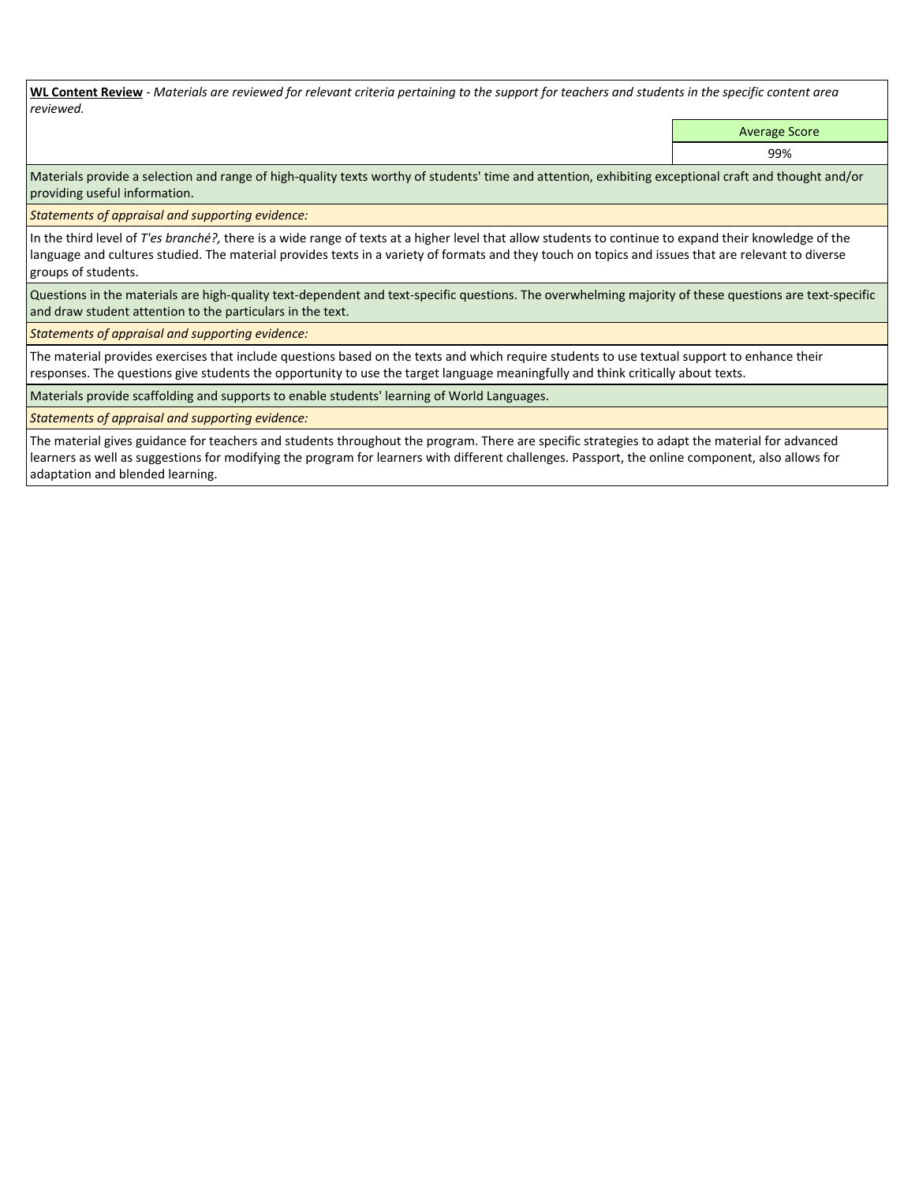**<u>WL Content Review</u>** - *Materials are reviewed for relevant criteria pertaining to the support for teachers and students in the specific content area reviewed.*

| | Average Score |
|---|---|
| | 99% |

Materials provide a selection and range of high-quality texts worthy of students' time and attention, exhibiting exceptional craft and thought and/or providing useful information.

*Statements of appraisal and supporting evidence:*

In the third level of *T'es branché?,* there is a wide range of texts at a higher level that allow students to continue to expand their knowledge of the language and cultures studied. The material provides texts in a variety of formats and they touch on topics and issues that are relevant to diverse groups of students.

Questions in the materials are high-quality text-dependent and text-specific questions. The overwhelming majority of these questions are text-specific and draw student attention to the particulars in the text.

*Statements of appraisal and supporting evidence:*

The material provides exercises that include questions based on the texts and which require students to use textual support to enhance their responses. The questions give students the opportunity to use the target language meaningfully and think critically about texts.

Materials provide scaffolding and supports to enable students' learning of World Languages.

*Statements of appraisal and supporting evidence:*

The material gives guidance for teachers and students throughout the program. There are specific strategies to adapt the material for advanced learners as well as suggestions for modifying the program for learners with different challenges. Passport, the online component, also allows for adaptation and blended learning.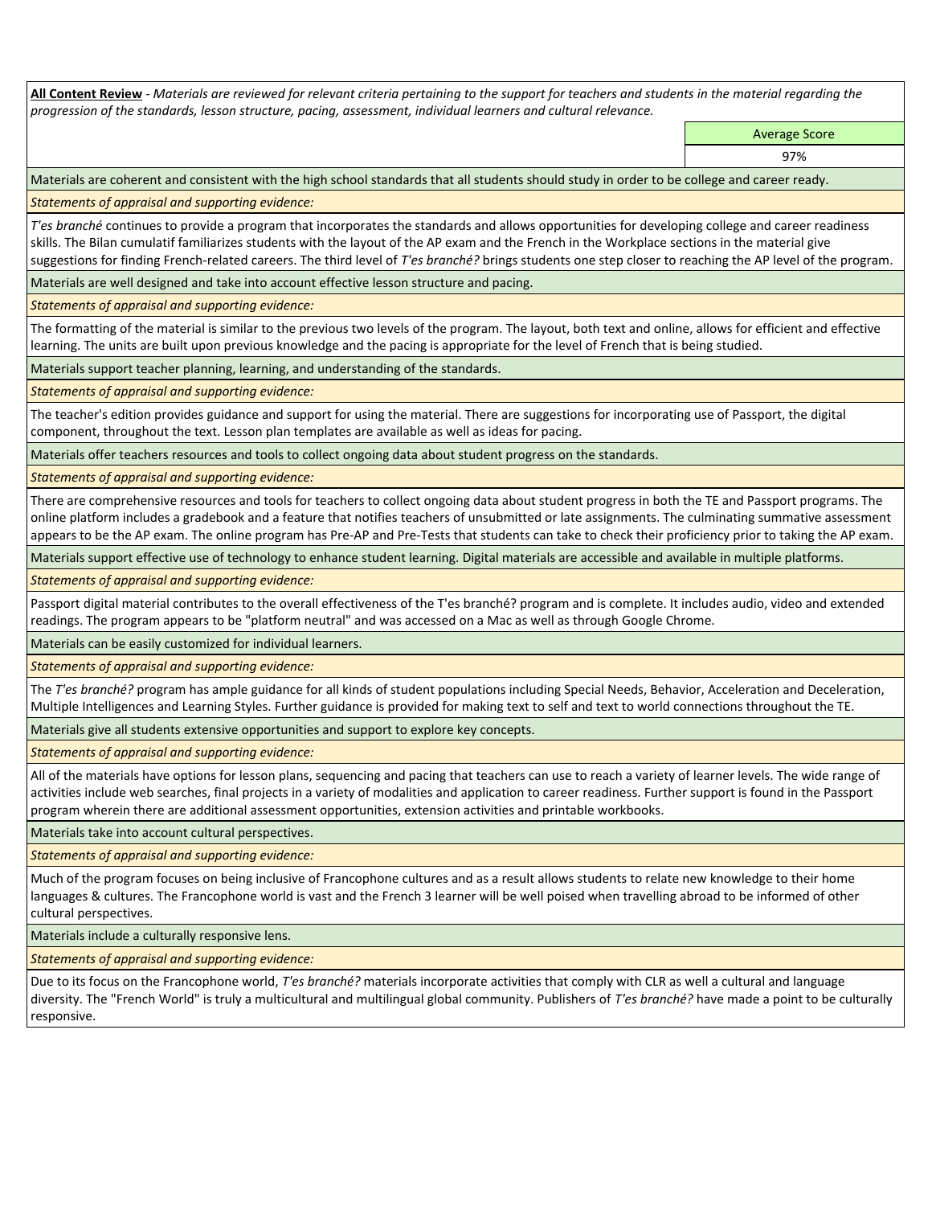**All Content Review** - *Materials are reviewed for relevant criteria pertaining to the support for teachers and students in the material regarding the progression of the standards, lesson structure, pacing, assessment, individual learners and cultural relevance.*

| | Average Score |
|---|---|
| | 97% |

Materials are coherent and consistent with the high school standards that all students should study in order to be college and career ready.

*Statements of appraisal and supporting evidence:*

*T'es branché* continues to provide a program that incorporates the standards and allows opportunities for developing college and career readiness skills. The Bilan cumulatif familiarizes students with the layout of the AP exam and the French in the Workplace sections in the material give suggestions for finding French-related careers. The third level of *T'es branché?* brings students one step closer to reaching the AP level of the program.

Materials are well designed and take into account effective lesson structure and pacing.

*Statements of appraisal and supporting evidence:*

The formatting of the material is similar to the previous two levels of the program. The layout, both text and online, allows for efficient and effective learning. The units are built upon previous knowledge and the pacing is appropriate for the level of French that is being studied.

Materials support teacher planning, learning, and understanding of the standards.

*Statements of appraisal and supporting evidence:*

The teacher's edition provides guidance and support for using the material. There are suggestions for incorporating use of Passport, the digital component, throughout the text. Lesson plan templates are available as well as ideas for pacing.

Materials offer teachers resources and tools to collect ongoing data about student progress on the standards.

*Statements of appraisal and supporting evidence:*

There are comprehensive resources and tools for teachers to collect ongoing data about student progress in both the TE and Passport programs. The online platform includes a gradebook and a feature that notifies teachers of unsubmitted or late assignments. The culminating summative assessment appears to be the AP exam. The online program has Pre-AP and Pre-Tests that students can take to check their proficiency prior to taking the AP exam.

Materials support effective use of technology to enhance student learning. Digital materials are accessible and available in multiple platforms.

*Statements of appraisal and supporting evidence:*

Passport digital material contributes to the overall effectiveness of the T'es branché? program and is complete. It includes audio, video and extended readings. The program appears to be "platform neutral" and was accessed on a Mac as well as through Google Chrome.

Materials can be easily customized for individual learners.

*Statements of appraisal and supporting evidence:*

The *T'es branché?* program has ample guidance for all kinds of student populations including Special Needs, Behavior, Acceleration and Deceleration, Multiple Intelligences and Learning Styles. Further guidance is provided for making text to self and text to world connections throughout the TE.

Materials give all students extensive opportunities and support to explore key concepts.

*Statements of appraisal and supporting evidence:*

All of the materials have options for lesson plans, sequencing and pacing that teachers can use to reach a variety of learner levels. The wide range of activities include web searches, final projects in a variety of modalities and application to career readiness. Further support is found in the Passport program wherein there are additional assessment opportunities, extension activities and printable workbooks.

Materials take into account cultural perspectives.

*Statements of appraisal and supporting evidence:*

Much of the program focuses on being inclusive of Francophone cultures and as a result allows students to relate new knowledge to their home languages & cultures. The Francophone world is vast and the French 3 learner will be well poised when travelling abroad to be informed of other cultural perspectives.

Materials include a culturally responsive lens.

*Statements of appraisal and supporting evidence:*

Due to its focus on the Francophone world, *T'es branché?* materials incorporate activities that comply with CLR as well a cultural and language diversity. The "French World" is truly a multicultural and multilingual global community. Publishers of *T'es branché?* have made a point to be culturally responsive.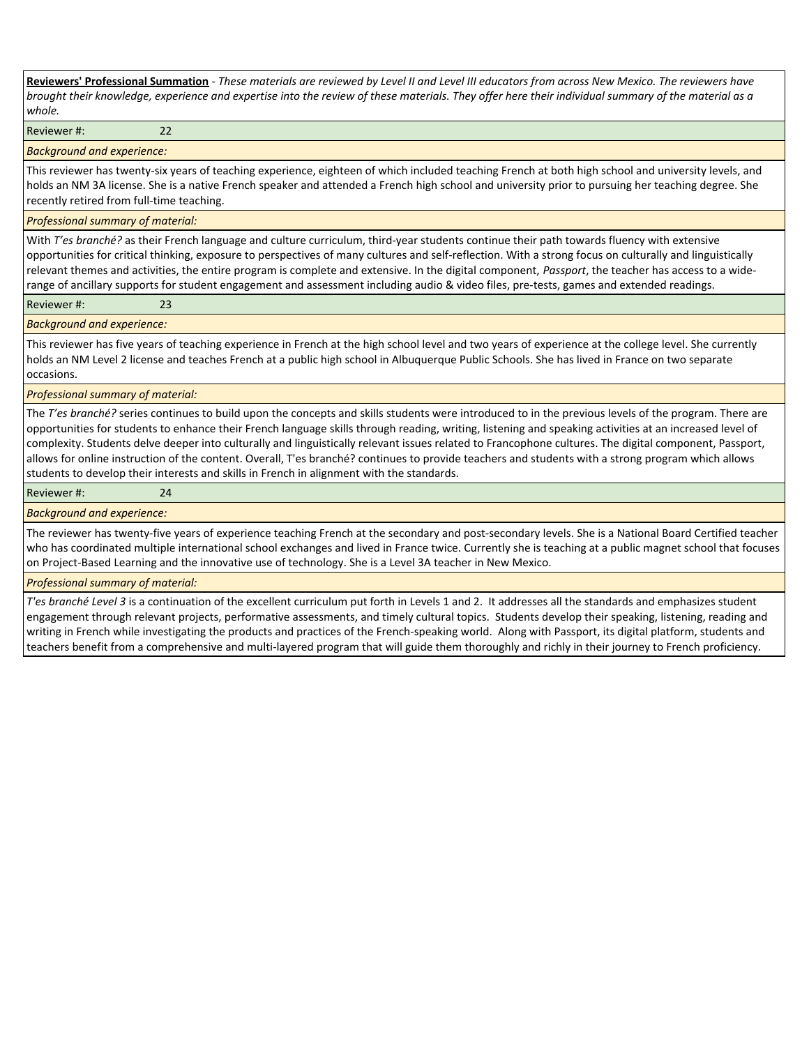**Reviewers' Professional Summation** - *These materials are reviewed by Level II and Level III educators from across New Mexico. The reviewers have brought their knowledge, experience and expertise into the review of these materials. They offer here their individual summary of the material as a whole.*

Reviewer #: 22

*Background and experience:*

This reviewer has twenty-six years of teaching experience, eighteen of which included teaching French at both high school and university levels, and holds an NM 3A license. She is a native French speaker and attended a French high school and university prior to pursuing her teaching degree. She recently retired from full-time teaching.

*Professional summary of material:*

With *T'es branché?* as their French language and culture curriculum, third-year students continue their path towards fluency with extensive opportunities for critical thinking, exposure to perspectives of many cultures and self-reflection. With a strong focus on culturally and linguistically relevant themes and activities, the entire program is complete and extensive. In the digital component, *Passport*, the teacher has access to a wide-range of ancillary supports for student engagement and assessment including audio & video files, pre-tests, games and extended readings.

Reviewer #: 23

*Background and experience:*

This reviewer has five years of teaching experience in French at the high school level and two years of experience at the college level. She currently holds an NM Level 2 license and teaches French at a public high school in Albuquerque Public Schools. She has lived in France on two separate occasions.

*Professional summary of material:*

The *T'es branché?* series continues to build upon the concepts and skills students were introduced to in the previous levels of the program. There are opportunities for students to enhance their French language skills through reading, writing, listening and speaking activities at an increased level of complexity. Students delve deeper into culturally and linguistically relevant issues related to Francophone cultures. The digital component, Passport, allows for online instruction of the content. Overall, T'es branché? continues to provide teachers and students with a strong program which allows students to develop their interests and skills in French in alignment with the standards.

Reviewer #: 24

*Background and experience:*

The reviewer has twenty-five years of experience teaching French at the secondary and post-secondary levels. She is a National Board Certified teacher who has coordinated multiple international school exchanges and lived in France twice. Currently she is teaching at a public magnet school that focuses on Project-Based Learning and the innovative use of technology. She is a Level 3A teacher in New Mexico.

*Professional summary of material:*

*T'es branché Level 3* is a continuation of the excellent curriculum put forth in Levels 1 and 2. It addresses all the standards and emphasizes student engagement through relevant projects, performative assessments, and timely cultural topics. Students develop their speaking, listening, reading and writing in French while investigating the products and practices of the French-speaking world. Along with Passport, its digital platform, students and teachers benefit from a comprehensive and multi-layered program that will guide them thoroughly and richly in their journey to French proficiency.